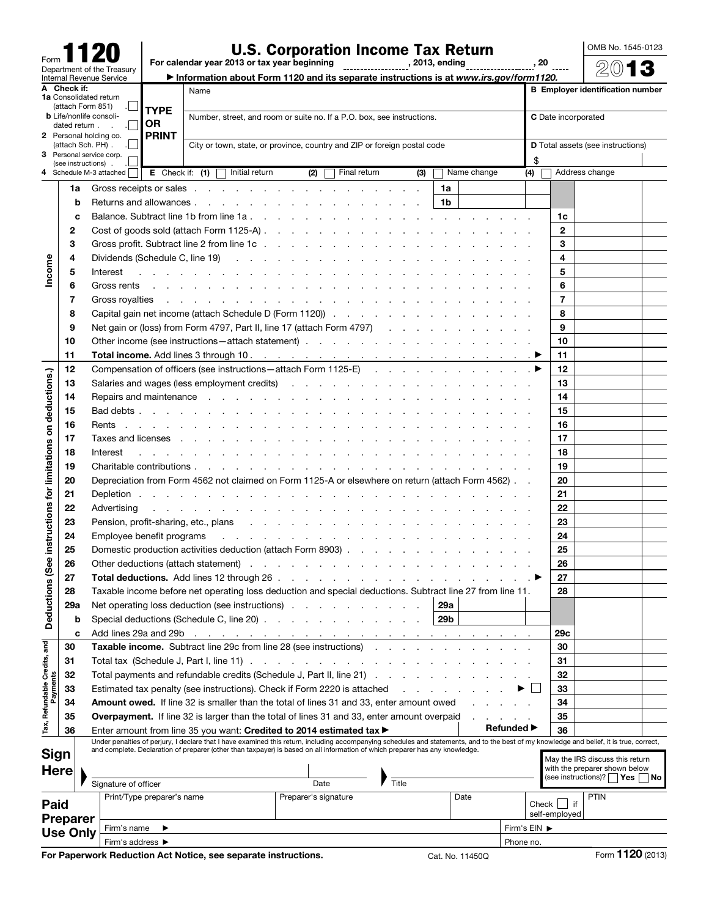Form **1120**

Department of the Treasury
Internal Revenue Service

# U.S. Corporation Income Tax Return

For calendar year 2013 or tax year beginning \_\_\_\_\_\_\_\_\_\_\_\_, 2013, ending \_\_\_\_\_\_\_\_\_\_\_\_, 20 \_\_\_

▶ Information about Form 1120 and its separate instructions is at *www.irs.gov/form1120.*

OMB No. 1545-0123

**2013**

| | | |
|---|---|---|
| **A Check if:** | Name | **B Employer identification number** |
| **1a** Consolidated return (attach Form 851) ☐ | | |
| **b** Life/nonlife consolidated return ☐ | **TYPE OR PRINT** Number, street, and room or suite no. If a P.O. box, see instructions. | **C** Date incorporated |
| **2** Personal holding co. (attach Sch. PH) ☐ | | |
| **3** Personal service corp. (see instructions) ☐ | City or town, state, or province, country and ZIP or foreign postal code | **D** Total assets (see instructions) $ |
| **4** Schedule M-3 attached ☐ | **E** Check if: **(1)** ☐ Initial return **(2)** ☐ Final return **(3)** ☐ Name change **(4)** ☐ Address change | |

## Income

| Line | Description | | |
|---|---|---|---|
| 1a | Gross receipts or sales | 1a | |
| b | Returns and allowances | 1b | |
| c | Balance. Subtract line 1b from line 1a | 1c | |
| 2 | Cost of goods sold (attach Form 1125-A) | 2 | |
| 3 | Gross profit. Subtract line 2 from line 1c | 3 | |
| 4 | Dividends (Schedule C, line 19) | 4 | |
| 5 | Interest | 5 | |
| 6 | Gross rents | 6 | |
| 7 | Gross royalties | 7 | |
| 8 | Capital gain net income (attach Schedule D (Form 1120)) | 8 | |
| 9 | Net gain or (loss) from Form 4797, Part II, line 17 (attach Form 4797) | 9 | |
| 10 | Other income (see instructions—attach statement) | 10 | |
| 11 | **Total income.** Add lines 3 through 10 ▶ | 11 | |

## Deductions (See instructions for limitations on deductions.)

| Line | Description | | |
|---|---|---|---|
| 12 | Compensation of officers (see instructions—attach Form 1125-E) ▶ | 12 | |
| 13 | Salaries and wages (less employment credits) | 13 | |
| 14 | Repairs and maintenance | 14 | |
| 15 | Bad debts | 15 | |
| 16 | Rents | 16 | |
| 17 | Taxes and licenses | 17 | |
| 18 | Interest | 18 | |
| 19 | Charitable contributions | 19 | |
| 20 | Depreciation from Form 4562 not claimed on Form 1125-A or elsewhere on return (attach Form 4562) | 20 | |
| 21 | Depletion | 21 | |
| 22 | Advertising | 22 | |
| 23 | Pension, profit-sharing, etc., plans | 23 | |
| 24 | Employee benefit programs | 24 | |
| 25 | Domestic production activities deduction (attach Form 8903) | 25 | |
| 26 | Other deductions (attach statement) | 26 | |
| 27 | **Total deductions.** Add lines 12 through 26 ▶ | 27 | |
| 28 | Taxable income before net operating loss deduction and special deductions. Subtract line 27 from line 11. | 28 | |
| 29a | Net operating loss deduction (see instructions) | 29a | |
| b | Special deductions (Schedule C, line 20) | 29b | |
| c | Add lines 29a and 29b | 29c | |

## Tax, Refundable Credits, and Payments

| Line | Description | | |
|---|---|---|---|
| 30 | **Taxable income.** Subtract line 29c from line 28 (see instructions) | 30 | |
| 31 | Total tax (Schedule J, Part I, line 11) | 31 | |
| 32 | Total payments and refundable credits (Schedule J, Part II, line 21) | 32 | |
| 33 | Estimated tax penalty (see instructions). Check if Form 2220 is attached ▶ ☐ | 33 | |
| 34 | **Amount owed.** If line 32 is smaller than the total of lines 31 and 33, enter amount owed | 34 | |
| 35 | **Overpayment.** If line 32 is larger than the total of lines 31 and 33, enter amount overpaid | 35 | |
| 36 | Enter amount from line 35 you want: **Credited to 2014 estimated tax** ▶ \_\_\_\_\_ **Refunded** ▶ | 36 | |

## Sign Here

Under penalties of perjury, I declare that I have examined this return, including accompanying schedules and statements, and to the best of my knowledge and belief, it is true, correct, and complete. Declaration of preparer (other than taxpayer) is based on all information of which preparer has any knowledge.

| Signature of officer | Date | Title | May the IRS discuss this return with the preparer shown below (see instructions)? ☐ Yes ☐ No |
|---|---|---|---|

## Paid Preparer Use Only

| Print/Type preparer's name | Preparer's signature | Date | Check ☐ if self-employed | PTIN |
|---|---|---|---|---|
| Firm's name ▶ | | | Firm's EIN ▶ | |
| Firm's address ▶ | | | Phone no. | |

**For Paperwork Reduction Act Notice, see separate instructions.** Cat. No. 11450Q Form **1120** (2013)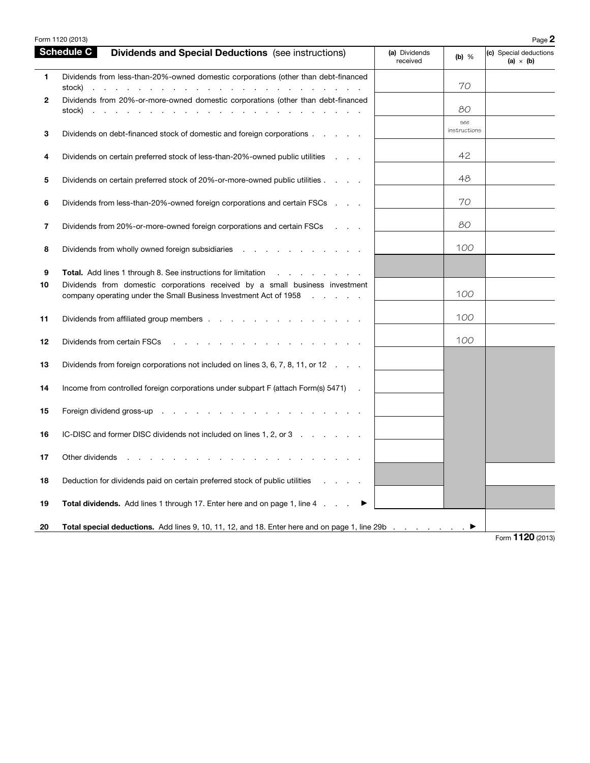## Schedule C Dividends and Special Deductions (see instructions)

| | | (a) Dividends received | (b) % | (c) Special deductions (a) × (b) |
|---|---|---|---|---|
| 1 | Dividends from less-than-20%-owned domestic corporations (other than debt-financed stock) | | 70 | |
| 2 | Dividends from 20%-or-more-owned domestic corporations (other than debt-financed stock) | | 80 | |
| 3 | Dividends on debt-financed stock of domestic and foreign corporations | | see instructions | |
| 4 | Dividends on certain preferred stock of less-than-20%-owned public utilities | | 42 | |
| 5 | Dividends on certain preferred stock of 20%-or-more-owned public utilities | | 48 | |
| 6 | Dividends from less-than-20%-owned foreign corporations and certain FSCs | | 70 | |
| 7 | Dividends from 20%-or-more-owned foreign corporations and certain FSCs | | 80 | |
| 8 | Dividends from wholly owned foreign subsidiaries | | 100 | |
| 9 | **Total.** Add lines 1 through 8. See instructions for limitation | | | |
| 10 | Dividends from domestic corporations received by a small business investment company operating under the Small Business Investment Act of 1958 | | 100 | |
| 11 | Dividends from affiliated group members | | 100 | |
| 12 | Dividends from certain FSCs | | 100 | |
| 13 | Dividends from foreign corporations not included on lines 3, 6, 7, 8, 11, or 12 | | | |
| 14 | Income from controlled foreign corporations under subpart F (attach Form(s) 5471) | | | |
| 15 | Foreign dividend gross-up | | | |
| 16 | IC-DISC and former DISC dividends not included on lines 1, 2, or 3 | | | |
| 17 | Other dividends | | | |
| 18 | Deduction for dividends paid on certain preferred stock of public utilities | | | |
| 19 | **Total dividends.** Add lines 1 through 17. Enter here and on page 1, line 4 ► | | | |
| 20 | **Total special deductions.** Add lines 9, 10, 11, 12, and 18. Enter here and on page 1, line 29b ► | | | |

Form **1120** (2013)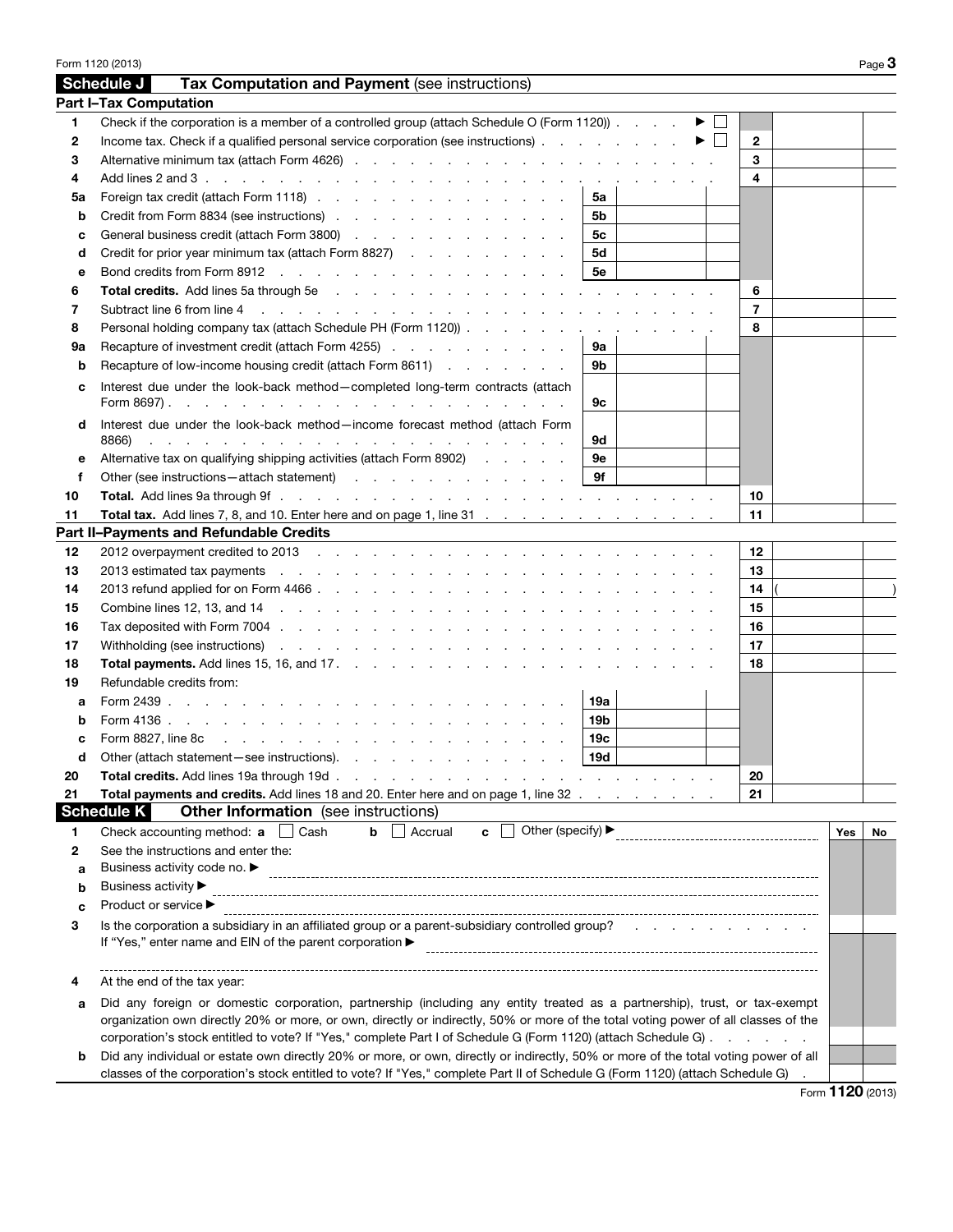## Schedule J Tax Computation and Payment (see instructions)

### Part I–Tax Computation

| | | | | | |
|---|---|---|---|---|---|
| 1 | Check if the corporation is a member of a controlled group (attach Schedule O (Form 1120)) ▶ ☐ | | | | |
| 2 | Income tax. Check if a qualified personal service corporation (see instructions) ▶ ☐ | | | 2 | |
| 3 | Alternative minimum tax (attach Form 4626) | | | 3 | |
| 4 | Add lines 2 and 3 | | | 4 | |
| 5a | Foreign tax credit (attach Form 1118) | 5a | | | |
| b | Credit from Form 8834 (see instructions) | 5b | | | |
| c | General business credit (attach Form 3800) | 5c | | | |
| d | Credit for prior year minimum tax (attach Form 8827) | 5d | | | |
| e | Bond credits from Form 8912 | 5e | | | |
| 6 | **Total credits.** Add lines 5a through 5e | | | 6 | |
| 7 | Subtract line 6 from line 4 | | | 7 | |
| 8 | Personal holding company tax (attach Schedule PH (Form 1120)) | | | 8 | |
| 9a | Recapture of investment credit (attach Form 4255) | 9a | | | |
| b | Recapture of low-income housing credit (attach Form 8611) | 9b | | | |
| c | Interest due under the look-back method—completed long-term contracts (attach Form 8697) | 9c | | | |
| d | Interest due under the look-back method—income forecast method (attach Form 8866) | 9d | | | |
| e | Alternative tax on qualifying shipping activities (attach Form 8902) | 9e | | | |
| f | Other (see instructions—attach statement) | 9f | | | |
| 10 | **Total.** Add lines 9a through 9f | | | 10 | |
| 11 | **Total tax.** Add lines 7, 8, and 10. Enter here and on page 1, line 31 | | | 11 | |

### Part II–Payments and Refundable Credits

| | | | | | |
|---|---|---|---|---|---|
| 12 | 2012 overpayment credited to 2013 | | | 12 | |
| 13 | 2013 estimated tax payments | | | 13 | |
| 14 | 2013 refund applied for on Form 4466 | | | 14 | ( ) |
| 15 | Combine lines 12, 13, and 14 | | | 15 | |
| 16 | Tax deposited with Form 7004 | | | 16 | |
| 17 | Withholding (see instructions) | | | 17 | |
| 18 | **Total payments.** Add lines 15, 16, and 17 | | | 18 | |
| 19 | Refundable credits from: | | | | |
| a | Form 2439 | 19a | | | |
| b | Form 4136 | 19b | | | |
| c | Form 8827, line 8c | 19c | | | |
| d | Other (attach statement—see instructions) | 19d | | | |
| 20 | **Total credits.** Add lines 19a through 19d | | | 20 | |
| 21 | **Total payments and credits.** Add lines 18 and 20. Enter here and on page 1, line 32 | | | 21 | |

## Schedule K Other Information (see instructions)

| | | Yes | No |
|---|---|---|---|
| 1 | Check accounting method: **a** ☐ Cash **b** ☐ Accrual **c** ☐ Other (specify) ▶ | | |
| 2 | See the instructions and enter the: | | |
| a | Business activity code no. ▶ | | |
| b | Business activity ▶ | | |
| c | Product or service ▶ | | |
| 3 | Is the corporation a subsidiary in an affiliated group or a parent-subsidiary controlled group? If "Yes," enter name and EIN of the parent corporation ▶ | | |
| 4 | At the end of the tax year: | | |
| a | Did any foreign or domestic corporation, partnership (including any entity treated as a partnership), trust, or tax-exempt organization own directly 20% or more, or own, directly or indirectly, 50% or more of the total voting power of all classes of the corporation's stock entitled to vote? If "Yes," complete Part I of Schedule G (Form 1120) (attach Schedule G) | | |
| b | Did any individual or estate own directly 20% or more, or own, directly or indirectly, 50% or more of the total voting power of all classes of the corporation's stock entitled to vote? If "Yes," complete Part II of Schedule G (Form 1120) (attach Schedule G) | | |

Form **1120** (2013)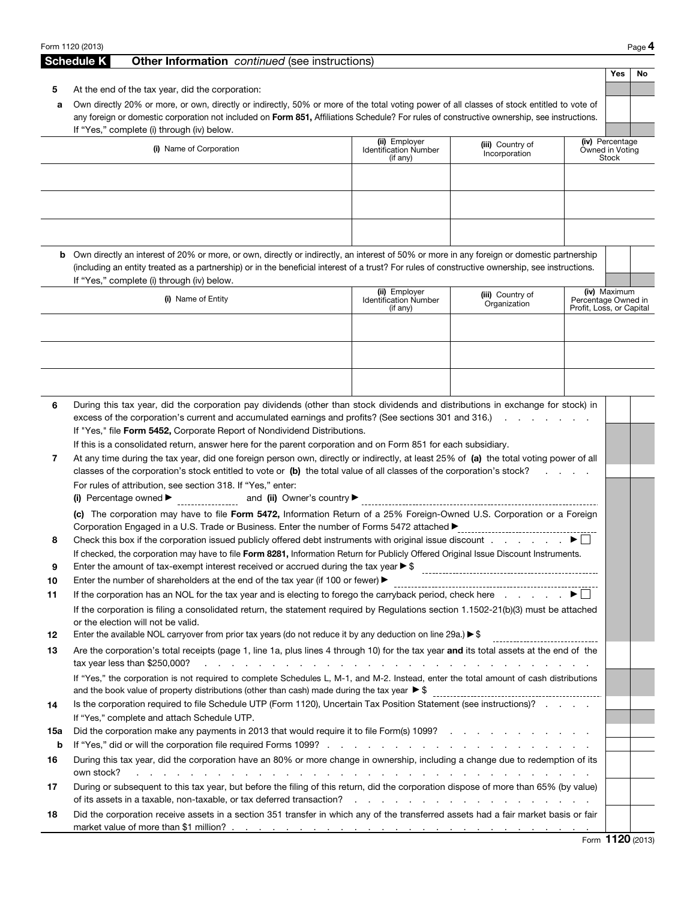Form 1120 (2013)

## Schedule K — Other Information *continued* (see instructions)

| | | Yes | No |
|---|---|---|---|
| **5** | At the end of the tax year, did the corporation: | | |
| **a** | Own directly 20% or more, or own, directly or indirectly, 50% or more of the total voting power of all classes of stock entitled to vote of any foreign or domestic corporation not included on **Form 851,** Affiliations Schedule? For rules of constructive ownership, see instructions. If "Yes," complete (i) through (iv) below. | | |

| **(i)** Name of Corporation | **(ii)** Employer Identification Number (if any) | **(iii)** Country of Incorporation | **(iv)** Percentage Owned in Voting Stock |
|---|---|---|---|
| | | | |
| | | | |
| | | | |

| | | Yes | No |
|---|---|---|---|
| **b** | Own directly an interest of 20% or more, or own, directly or indirectly, an interest of 50% or more in any foreign or domestic partnership (including an entity treated as a partnership) or in the beneficial interest of a trust? For rules of constructive ownership, see instructions. If "Yes," complete (i) through (iv) below. | | |

| **(i)** Name of Entity | **(ii)** Employer Identification Number (if any) | **(iii)** Country of Organization | **(iv)** Maximum Percentage Owned in Profit, Loss, or Capital |
|---|---|---|---|
| | | | |
| | | | |
| | | | |

| | | Yes | No |
|---|---|---|---|
| **6** | During this tax year, did the corporation pay dividends (other than stock dividends and distributions in exchange for stock) in excess of the corporation's current and accumulated earnings and profits? (See sections 301 and 316.) | | |
| | If "Yes," file **Form 5452,** Corporate Report of Nondividend Distributions. | | |
| | If this is a consolidated return, answer here for the parent corporation and on Form 851 for each subsidiary. | | |
| **7** | At any time during the tax year, did one foreign person own, directly or indirectly, at least 25% of **(a)** the total voting power of all classes of the corporation's stock entitled to vote or **(b)** the total value of all classes of the corporation's stock? | | |
| | For rules of attribution, see section 318. If "Yes," enter: | | |
| | **(i)** Percentage owned ▶ ______ and **(ii)** Owner's country ▶ ______ | | |
| | **(c)** The corporation may have to file **Form 5472,** Information Return of a 25% Foreign-Owned U.S. Corporation or a Foreign Corporation Engaged in a U.S. Trade or Business. Enter the number of Forms 5472 attached ▶ ______ | | |
| **8** | Check this box if the corporation issued publicly offered debt instruments with original issue discount ▶ ☐ | | |
| | If checked, the corporation may have to file **Form 8281,** Information Return for Publicly Offered Original Issue Discount Instruments. | | |
| **9** | Enter the amount of tax-exempt interest received or accrued during the tax year ▶ $ ______ | | |
| **10** | Enter the number of shareholders at the end of the tax year (if 100 or fewer) ▶ ______ | | |
| **11** | If the corporation has an NOL for the tax year and is electing to forego the carryback period, check here ▶ ☐ | | |
| | If the corporation is filing a consolidated return, the statement required by Regulations section 1.1502-21(b)(3) must be attached or the election will not be valid. | | |
| **12** | Enter the available NOL carryover from prior tax years (do not reduce it by any deduction on line 29a.) ▶ $ ______ | | |
| **13** | Are the corporation's total receipts (page 1, line 1a, plus lines 4 through 10) for the tax year **and** its total assets at the end of the tax year less than $250,000? | | |
| | If "Yes," the corporation is not required to complete Schedules L, M-1, and M-2. Instead, enter the total amount of cash distributions and the book value of property distributions (other than cash) made during the tax year ▶ $ ______ | | |
| **14** | Is the corporation required to file Schedule UTP (Form 1120), Uncertain Tax Position Statement (see instructions)? | | |
| | If "Yes," complete and attach Schedule UTP. | | |
| **15a** | Did the corporation make any payments in 2013 that would require it to file Form(s) 1099? | | |
| **b** | If "Yes," did or will the corporation file required Forms 1099? | | |
| **16** | During this tax year, did the corporation have an 80% or more change in ownership, including a change due to redemption of its own stock? | | |
| **17** | During or subsequent to this tax year, but before the filing of this return, did the corporation dispose of more than 65% (by value) of its assets in a taxable, non-taxable, or tax deferred transaction? | | |
| **18** | Did the corporation receive assets in a section 351 transfer in which any of the transferred assets had a fair market basis or fair market value of more than $1 million? | | |

Form **1120** (2013)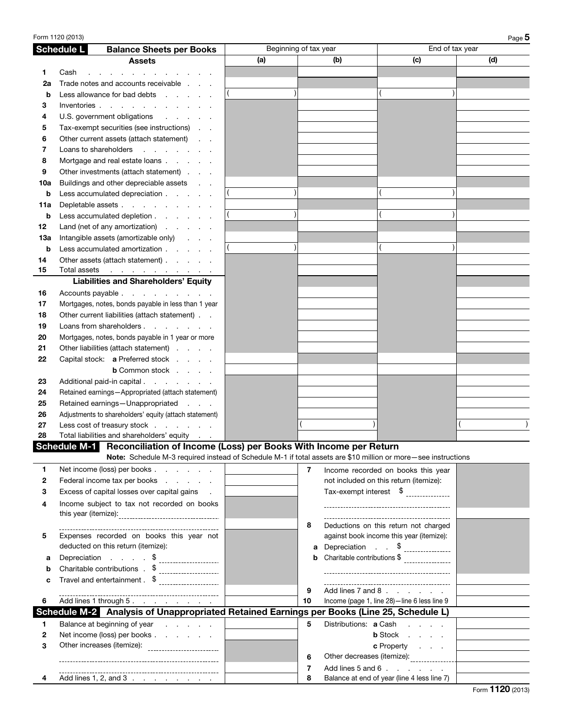## Schedule L — Balance Sheets per Books

| | Assets | Beginning of tax year (a) | Beginning of tax year (b) | End of tax year (c) | End of tax year (d) |
|---|---|---|---|---|---|
| 1 | Cash | | | | |
| 2a | Trade notes and accounts receivable | | | | |
| b | Less allowance for bad debts | ( ) | | ( ) | |
| 3 | Inventories | | | | |
| 4 | U.S. government obligations | | | | |
| 5 | Tax-exempt securities (see instructions) | | | | |
| 6 | Other current assets (attach statement) | | | | |
| 7 | Loans to shareholders | | | | |
| 8 | Mortgage and real estate loans | | | | |
| 9 | Other investments (attach statement) | | | | |
| 10a | Buildings and other depreciable assets | | | | |
| b | Less accumulated depreciation | ( ) | | ( ) | |
| 11a | Depletable assets | | | | |
| b | Less accumulated depletion | ( ) | | ( ) | |
| 12 | Land (net of any amortization) | | | | |
| 13a | Intangible assets (amortizable only) | | | | |
| b | Less accumulated amortization | ( ) | | ( ) | |
| 14 | Other assets (attach statement) | | | | |
| 15 | Total assets | | | | |
| | **Liabilities and Shareholders' Equity** | | | | |
| 16 | Accounts payable | | | | |
| 17 | Mortgages, notes, bonds payable in less than 1 year | | | | |
| 18 | Other current liabilities (attach statement) | | | | |
| 19 | Loans from shareholders | | | | |
| 20 | Mortgages, notes, bonds payable in 1 year or more | | | | |
| 21 | Other liabilities (attach statement) | | | | |
| 22 | Capital stock: **a** Preferred stock | | | | |
| | **b** Common stock | | | | |
| 23 | Additional paid-in capital | | | | |
| 24 | Retained earnings—Appropriated (attach statement) | | | | |
| 25 | Retained earnings—Unappropriated | | | | |
| 26 | Adjustments to shareholders' equity (attach statement) | | | | |
| 27 | Less cost of treasury stock | | ( ) | | ( ) |
| 28 | Total liabilities and shareholders' equity | | | | |

## Schedule M-1 — Reconciliation of Income (Loss) per Books With Income per Return

**Note:** Schedule M-3 required instead of Schedule M-1 if total assets are $10 million or more—see instructions

| | | | | | |
|---|---|---|---|---|---|
| 1 | Net income (loss) per books | | 7 | Income recorded on books this year not included on this return (itemize): | |
| 2 | Federal income tax per books | | | Tax-exempt interest $ | |
| 3 | Excess of capital losses over capital gains | | | | |
| 4 | Income subject to tax not recorded on books this year (itemize): | | | | |
| 5 | Expenses recorded on books this year not deducted on this return (itemize): | | 8 | Deductions on this return not charged against book income this year (itemize): | |
| a | Depreciation $ | | a | Depreciation $ | |
| b | Charitable contributions $ | | b | Charitable contributions $ | |
| c | Travel and entertainment $ | | | | |
| | | | 9 | Add lines 7 and 8 | |
| 6 | Add lines 1 through 5 | | 10 | Income (page 1, line 28)—line 6 less line 9 | |

## Schedule M-2 — Analysis of Unappropriated Retained Earnings per Books (Line 25, Schedule L)

| | | | | | |
|---|---|---|---|---|---|
| 1 | Balance at beginning of year | | 5 | Distributions: **a** Cash | |
| 2 | Net income (loss) per books | | | **b** Stock | |
| 3 | Other increases (itemize): | | | **c** Property | |
| | | | 6 | Other decreases (itemize): | |
| | | | 7 | Add lines 5 and 6 | |
| 4 | Add lines 1, 2, and 3 | | 8 | Balance at end of year (line 4 less line 7) | |

Form **1120** (2013)